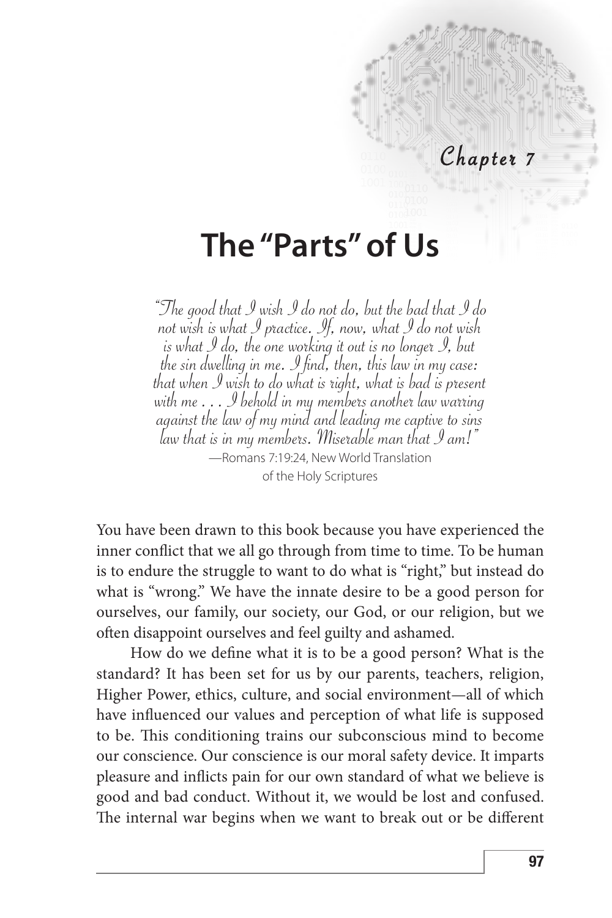*Chapter 7*

# The "Parts" of Us

*"The good that I wish I do not do, but the bad that I do not wish is what I practice. If, now, what I do not wish is what I do, the one working it out is no longer I, but the sin dwelling in me. I find, then, this law in my case: that when I wish to do what is right, what is bad is present with me . . . I behold in my members another law warring against the law of my mind and leading me captive to sins law that is in my members. Miserable man that I am!"*

—Romans 7:19:24, New World Translation of the Holy Scriptures

You have been drawn to this book because you have experienced the inner conflict that we all go through from time to time. To be human is to endure the struggle to want to do what is "right," but instead do what is "wrong." We have the innate desire to be a good person for ourselves, our family, our society, our God, or our religion, but we often disappoint ourselves and feel guilty and ashamed.

How do we define what it is to be a good person? What is the standard? It has been set for us by our parents, teachers, religion, Higher Power, ethics, culture, and social environment—all of which have influenced our values and perception of what life is supposed to be. This conditioning trains our subconscious mind to become our conscience. Our conscience is our moral safety device. It imparts pleasure and inflicts pain for our own standard of what we believe is good and bad conduct. Without it, we would be lost and confused. The internal war begins when we want to break out or be different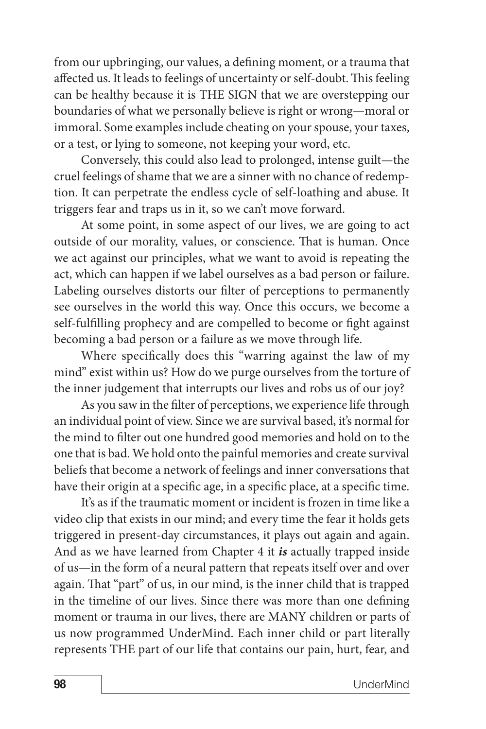from our upbringing, our values, a defining moment, or a trauma that affected us. It leads to feelings of uncertainty or self-doubt. This feeling can be healthy because it is THE SIGN that we are overstepping our boundaries of what we personally believe is right or wrong—moral or immoral. Some examples include cheating on your spouse, your taxes, or a test, or lying to someone, not keeping your word, etc.

Conversely, this could also lead to prolonged, intense guilt—the cruel feelings of shame that we are a sinner with no chance of redemption. It can perpetrate the endless cycle of self-loathing and abuse. It triggers fear and traps us in it, so we can't move forward.

At some point, in some aspect of our lives, we are going to act outside of our morality, values, or conscience. That is human. Once we act against our principles, what we want to avoid is repeating the act, which can happen if we label ourselves as a bad person or failure. Labeling ourselves distorts our filter of perceptions to permanently see ourselves in the world this way. Once this occurs, we become a self-fulfilling prophecy and are compelled to become or fight against becoming a bad person or a failure as we move through life.

Where specifically does this "warring against the law of my mind" exist within us? How do we purge ourselves from the torture of the inner judgement that interrupts our lives and robs us of our joy?

As you saw in the filter of perceptions, we experience life through an individual point of view. Since we are survival based, it's normal for the mind to filter out one hundred good memories and hold on to the one that is bad. We hold onto the painful memories and create survival beliefs that become a network of feelings and inner conversations that have their origin at a specific age, in a specific place, at a specific time.

It's as if the traumatic moment or incident is frozen in time like a video clip that exists in our mind; and every time the fear it holds gets triggered in present-day circumstances, it plays out again and again. And as we have learned from Chapter 4 it ***is*** actually trapped inside of us—in the form of a neural pattern that repeats itself over and over again. That "part" of us, in our mind, is the inner child that is trapped in the timeline of our lives. Since there was more than one defining moment or trauma in our lives, there are MANY children or parts of us now programmed UnderMind. Each inner child or part literally represents THE part of our life that contains our pain, hurt, fear, and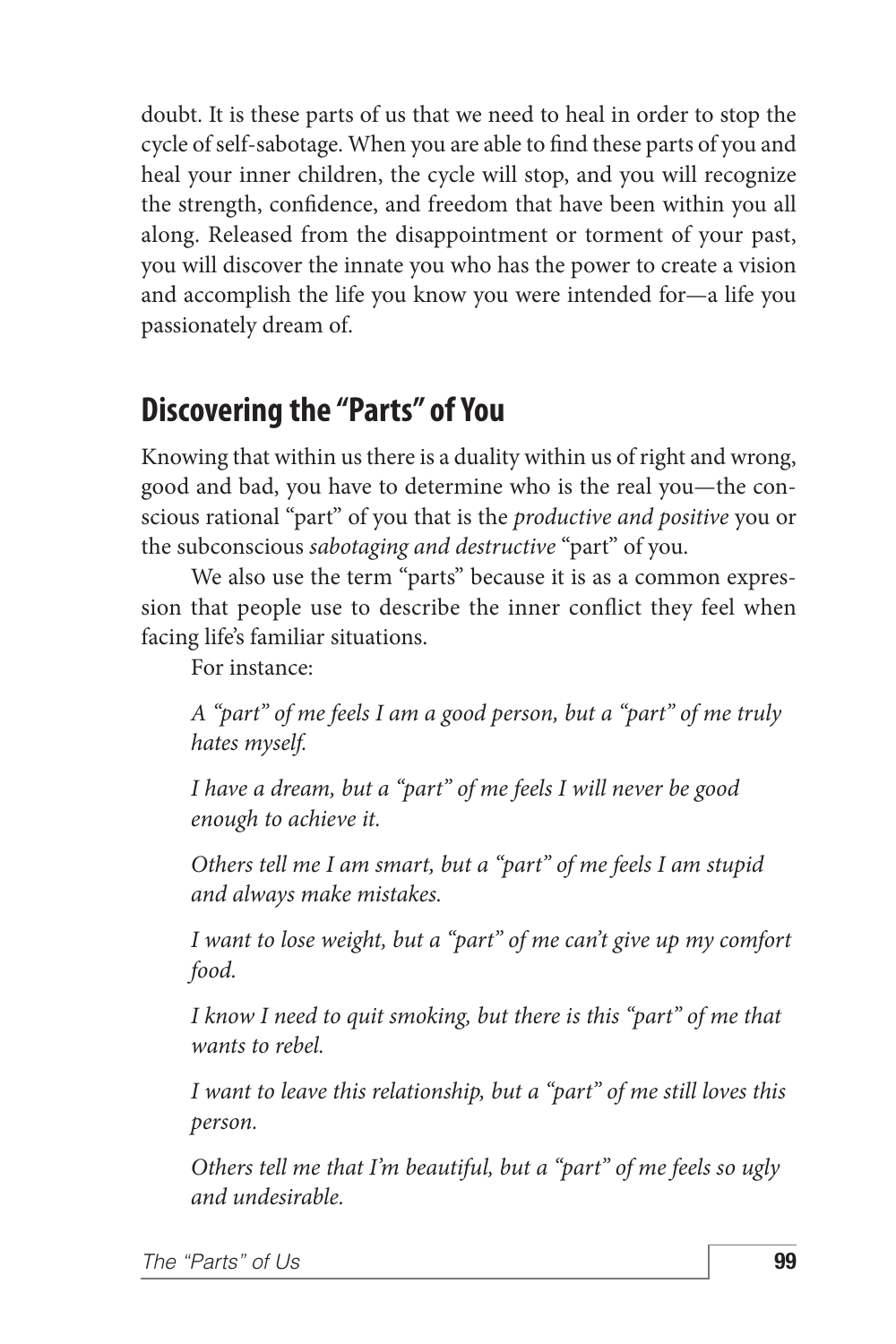doubt. It is these parts of us that we need to heal in order to stop the cycle of self-sabotage. When you are able to find these parts of you and heal your inner children, the cycle will stop, and you will recognize the strength, confidence, and freedom that have been within you all along. Released from the disappointment or torment of your past, you will discover the innate you who has the power to create a vision and accomplish the life you know you were intended for—a life you passionately dream of.

## Discovering the "Parts" of You

Knowing that within us there is a duality within us of right and wrong, good and bad, you have to determine who is the real you—the conscious rational "part" of you that is the *productive and positive* you or the subconscious *sabotaging and destructive* "part" of you.

We also use the term "parts" because it is as a common expression that people use to describe the inner conflict they feel when facing life's familiar situations.

For instance:

*A "part" of me feels I am a good person, but a "part" of me truly hates myself.*

*I have a dream, but a "part" of me feels I will never be good enough to achieve it.*

*Others tell me I am smart, but a "part" of me feels I am stupid and always make mistakes.*

*I want to lose weight, but a "part" of me can't give up my comfort food.*

*I know I need to quit smoking, but there is this "part" of me that wants to rebel.*

*I want to leave this relationship, but a "part" of me still loves this person.*

*Others tell me that I'm beautiful, but a "part" of me feels so ugly and undesirable.*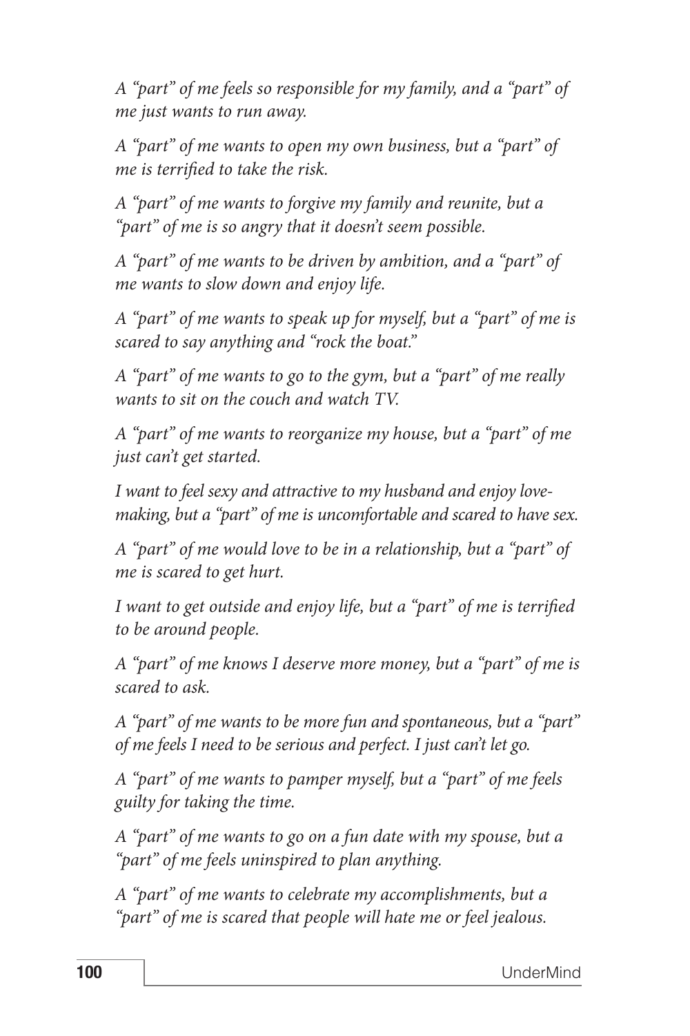*A "part" of me feels so responsible for my family, and a "part" of me just wants to run away.*

*A "part" of me wants to open my own business, but a "part" of me is terrified to take the risk.*

*A "part" of me wants to forgive my family and reunite, but a "part" of me is so angry that it doesn't seem possible.*

*A "part" of me wants to be driven by ambition, and a "part" of me wants to slow down and enjoy life.*

*A "part" of me wants to speak up for myself, but a "part" of me is scared to say anything and "rock the boat."*

*A "part" of me wants to go to the gym, but a "part" of me really wants to sit on the couch and watch TV.*

*A "part" of me wants to reorganize my house, but a "part" of me just can't get started.*

*I want to feel sexy and attractive to my husband and enjoy love-making, but a "part" of me is uncomfortable and scared to have sex.*

*A "part" of me would love to be in a relationship, but a "part" of me is scared to get hurt.*

*I want to get outside and enjoy life, but a "part" of me is terrified to be around people.*

*A "part" of me knows I deserve more money, but a "part" of me is scared to ask.*

*A "part" of me wants to be more fun and spontaneous, but a "part" of me feels I need to be serious and perfect. I just can't let go.*

*A "part" of me wants to pamper myself, but a "part" of me feels guilty for taking the time.*

*A "part" of me wants to go on a fun date with my spouse, but a "part" of me feels uninspired to plan anything.*

*A "part" of me wants to celebrate my accomplishments, but a "part" of me is scared that people will hate me or feel jealous.*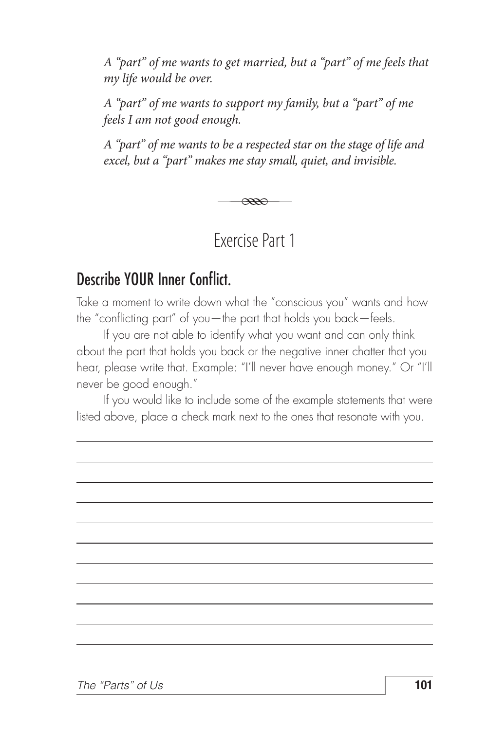*A "part" of me wants to get married, but a "part" of me feels that my life would be over.*

*A "part" of me wants to support my family, but a "part" of me feels I am not good enough.*

*A "part" of me wants to be a respected star on the stage of life and excel, but a "part" makes me stay small, quiet, and invisible.*

## Exercise Part 1

### Describe YOUR Inner Conflict.

Take a moment to write down what the "conscious you" wants and how the "conflicting part" of you—the part that holds you back—feels.

If you are not able to identify what you want and can only think about the part that holds you back or the negative inner chatter that you hear, please write that. Example: "I'll never have enough money." Or "I'll never be good enough."

If you would like to include some of the example statements that were listed above, place a check mark next to the ones that resonate with you.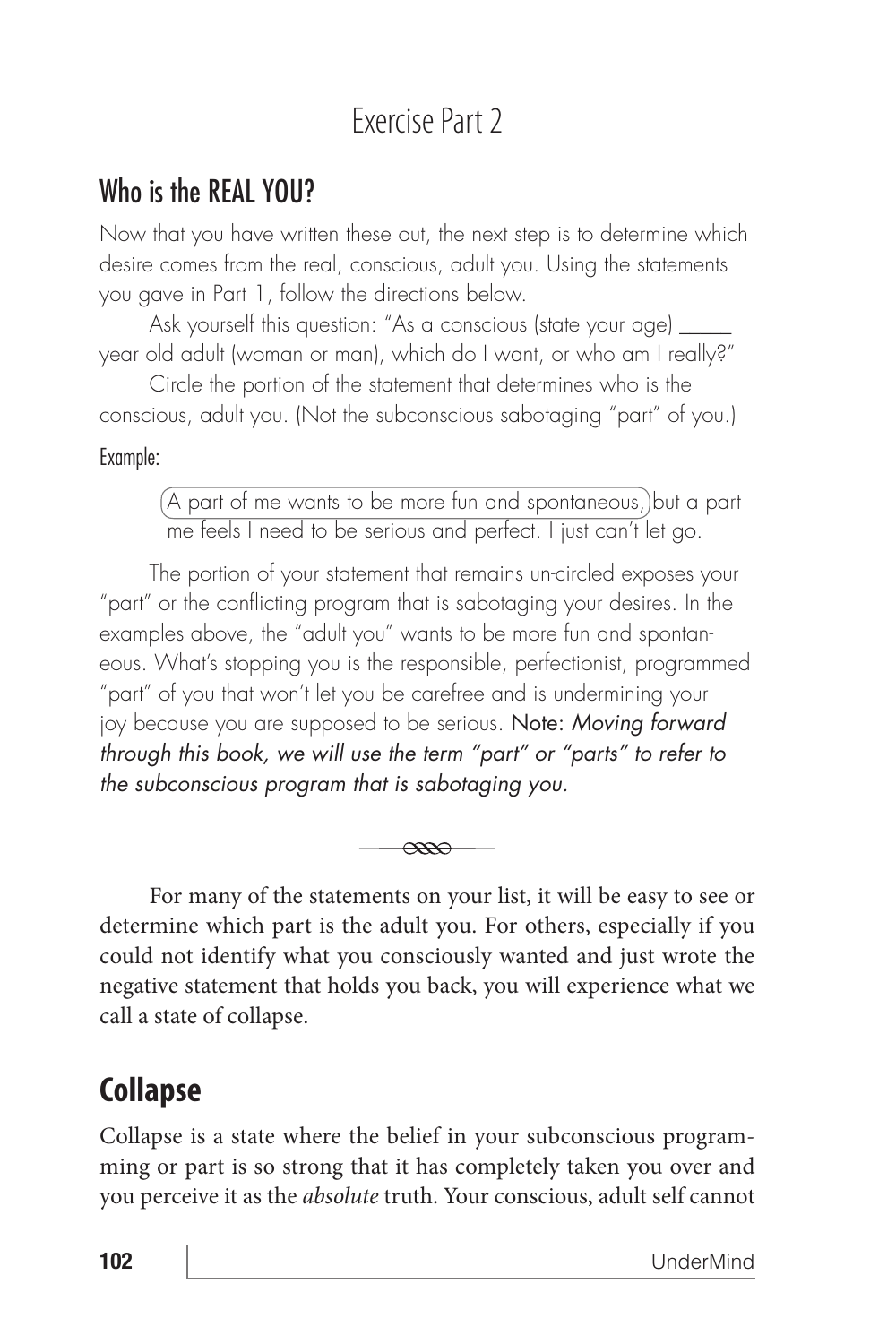# Exercise Part 2

## Who is the REAL YOU?

Now that you have written these out, the next step is to determine which desire comes from the real, conscious, adult you. Using the statements you gave in Part 1, follow the directions below.

Ask yourself this question: "As a conscious (state your age) _____ year old adult (woman or man), which do I want, or who am I really?"

Circle the portion of the statement that determines who is the conscious, adult you. (Not the subconscious sabotaging "part" of you.)

Example:

> A part of me wants to be more fun and spontaneous, but a part me feels I need to be serious and perfect. I just can't let go.

The portion of your statement that remains un-circled exposes your "part" or the conflicting program that is sabotaging your desires. In the examples above, the "adult you" wants to be more fun and spontaneous. What's stopping you is the responsible, perfectionist, programmed "part" of you that won't let you be carefree and is undermining your joy because you are supposed to be serious. Note: *Moving forward through this book, we will use the term "part" or "parts" to refer to the subconscious program that is sabotaging you.*

---

For many of the statements on your list, it will be easy to see or determine which part is the adult you. For others, especially if you could not identify what you consciously wanted and just wrote the negative statement that holds you back, you will experience what we call a state of collapse.

## Collapse

Collapse is a state where the belief in your subconscious programming or part is so strong that it has completely taken you over and you perceive it as the *absolute* truth. Your conscious, adult self cannot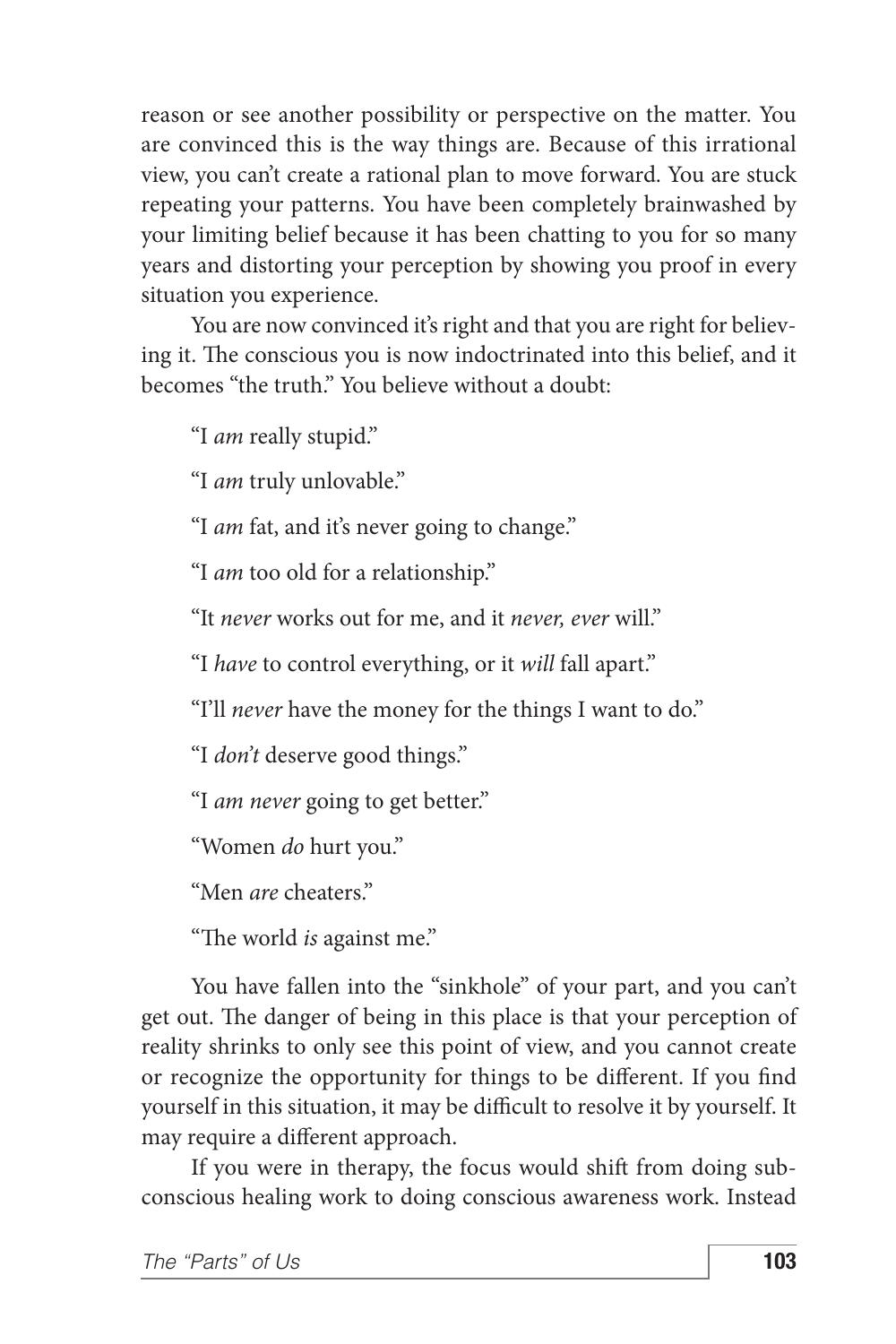reason or see another possibility or perspective on the matter. You are convinced this is the way things are. Because of this irrational view, you can't create a rational plan to move forward. You are stuck repeating your patterns. You have been completely brainwashed by your limiting belief because it has been chatting to you for so many years and distorting your perception by showing you proof in every situation you experience.

You are now convinced it's right and that you are right for believing it. The conscious you is now indoctrinated into this belief, and it becomes "the truth." You believe without a doubt:

"I *am* really stupid."

"I *am* truly unlovable."

"I *am* fat, and it's never going to change."

"I *am* too old for a relationship."

"It *never* works out for me, and it *never, ever* will."

"I *have* to control everything, or it *will* fall apart."

"I'll *never* have the money for the things I want to do."

"I *don't* deserve good things."

"I *am never* going to get better."

"Women *do* hurt you."

"Men *are* cheaters."

"The world *is* against me."

You have fallen into the "sinkhole" of your part, and you can't get out. The danger of being in this place is that your perception of reality shrinks to only see this point of view, and you cannot create or recognize the opportunity for things to be different. If you find yourself in this situation, it may be difficult to resolve it by yourself. It may require a different approach.

If you were in therapy, the focus would shift from doing subconscious healing work to doing conscious awareness work. Instead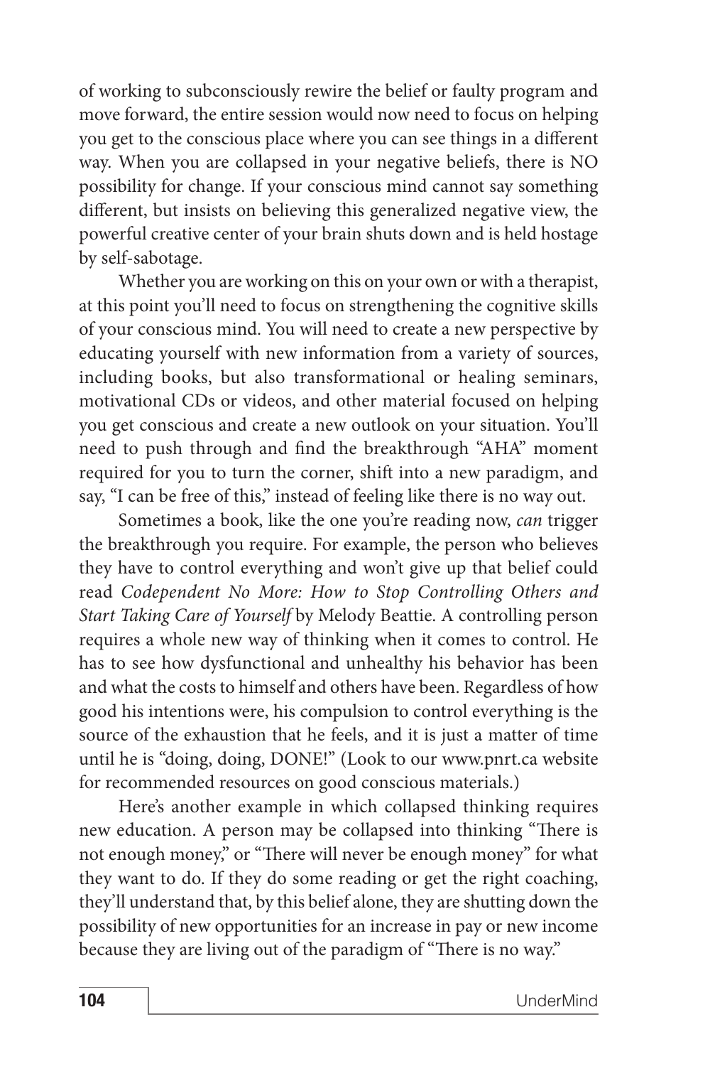of working to subconsciously rewire the belief or faulty program and move forward, the entire session would now need to focus on helping you get to the conscious place where you can see things in a different way. When you are collapsed in your negative beliefs, there is NO possibility for change. If your conscious mind cannot say something different, but insists on believing this generalized negative view, the powerful creative center of your brain shuts down and is held hostage by self-sabotage.

Whether you are working on this on your own or with a therapist, at this point you'll need to focus on strengthening the cognitive skills of your conscious mind. You will need to create a new perspective by educating yourself with new information from a variety of sources, including books, but also transformational or healing seminars, motivational CDs or videos, and other material focused on helping you get conscious and create a new outlook on your situation. You'll need to push through and find the breakthrough "AHA" moment required for you to turn the corner, shift into a new paradigm, and say, "I can be free of this," instead of feeling like there is no way out.

Sometimes a book, like the one you're reading now, *can* trigger the breakthrough you require. For example, the person who believes they have to control everything and won't give up that belief could read *Codependent No More: How to Stop Controlling Others and Start Taking Care of Yourself* by Melody Beattie. A controlling person requires a whole new way of thinking when it comes to control. He has to see how dysfunctional and unhealthy his behavior has been and what the costs to himself and others have been. Regardless of how good his intentions were, his compulsion to control everything is the source of the exhaustion that he feels, and it is just a matter of time until he is "doing, doing, DONE!" (Look to our www.pnrt.ca website for recommended resources on good conscious materials.)

Here's another example in which collapsed thinking requires new education. A person may be collapsed into thinking "There is not enough money," or "There will never be enough money" for what they want to do. If they do some reading or get the right coaching, they'll understand that, by this belief alone, they are shutting down the possibility of new opportunities for an increase in pay or new income because they are living out of the paradigm of "There is no way."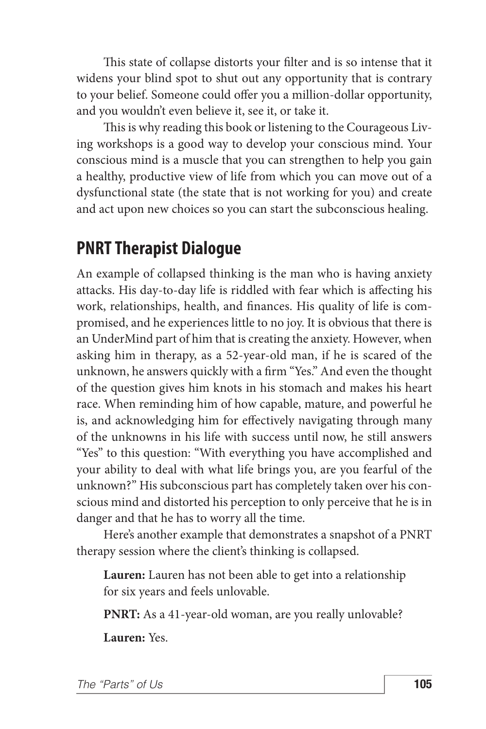This state of collapse distorts your filter and is so intense that it widens your blind spot to shut out any opportunity that is contrary to your belief. Someone could offer you a million-dollar opportunity, and you wouldn't even believe it, see it, or take it.

This is why reading this book or listening to the Courageous Living workshops is a good way to develop your conscious mind. Your conscious mind is a muscle that you can strengthen to help you gain a healthy, productive view of life from which you can move out of a dysfunctional state (the state that is not working for you) and create and act upon new choices so you can start the subconscious healing.

## PNRT Therapist Dialogue

An example of collapsed thinking is the man who is having anxiety attacks. His day-to-day life is riddled with fear which is affecting his work, relationships, health, and finances. His quality of life is compromised, and he experiences little to no joy. It is obvious that there is an UnderMind part of him that is creating the anxiety. However, when asking him in therapy, as a 52-year-old man, if he is scared of the unknown, he answers quickly with a firm "Yes." And even the thought of the question gives him knots in his stomach and makes his heart race. When reminding him of how capable, mature, and powerful he is, and acknowledging him for effectively navigating through many of the unknowns in his life with success until now, he still answers "Yes" to this question: "With everything you have accomplished and your ability to deal with what life brings you, are you fearful of the unknown?" His subconscious part has completely taken over his conscious mind and distorted his perception to only perceive that he is in danger and that he has to worry all the time.

Here's another example that demonstrates a snapshot of a PNRT therapy session where the client's thinking is collapsed.

**Lauren:** Lauren has not been able to get into a relationship for six years and feels unlovable.

**PNRT:** As a 41-year-old woman, are you really unlovable?

**Lauren:** Yes.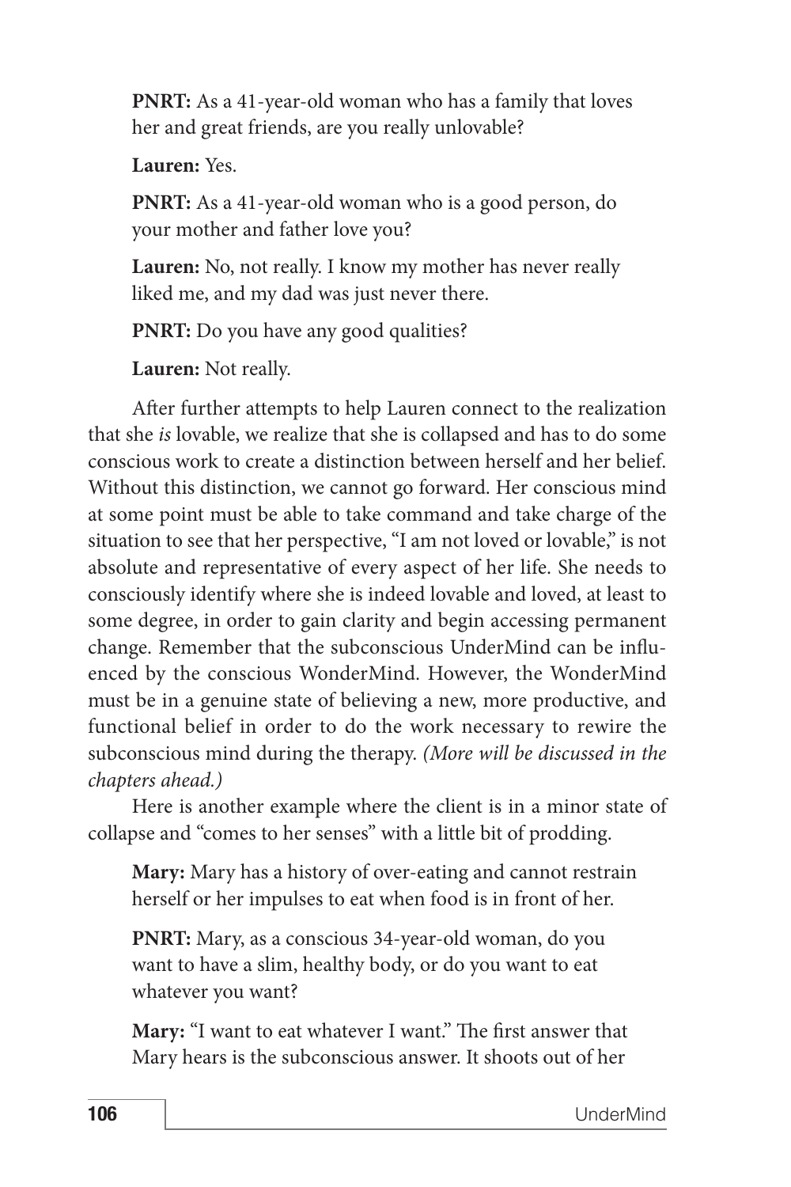**PNRT:** As a 41-year-old woman who has a family that loves her and great friends, are you really unlovable?

**Lauren:** Yes.

**PNRT:** As a 41-year-old woman who is a good person, do your mother and father love you?

**Lauren:** No, not really. I know my mother has never really liked me, and my dad was just never there.

**PNRT:** Do you have any good qualities?

**Lauren:** Not really.

After further attempts to help Lauren connect to the realization that she *is* lovable, we realize that she is collapsed and has to do some conscious work to create a distinction between herself and her belief. Without this distinction, we cannot go forward. Her conscious mind at some point must be able to take command and take charge of the situation to see that her perspective, "I am not loved or lovable," is not absolute and representative of every aspect of her life. She needs to consciously identify where she is indeed lovable and loved, at least to some degree, in order to gain clarity and begin accessing permanent change. Remember that the subconscious UnderMind can be influenced by the conscious WonderMind. However, the WonderMind must be in a genuine state of believing a new, more productive, and functional belief in order to do the work necessary to rewire the subconscious mind during the therapy. *(More will be discussed in the chapters ahead.)*

Here is another example where the client is in a minor state of collapse and "comes to her senses" with a little bit of prodding.

**Mary:** Mary has a history of over-eating and cannot restrain herself or her impulses to eat when food is in front of her.

**PNRT:** Mary, as a conscious 34-year-old woman, do you want to have a slim, healthy body, or do you want to eat whatever you want?

**Mary:** "I want to eat whatever I want." The first answer that Mary hears is the subconscious answer. It shoots out of her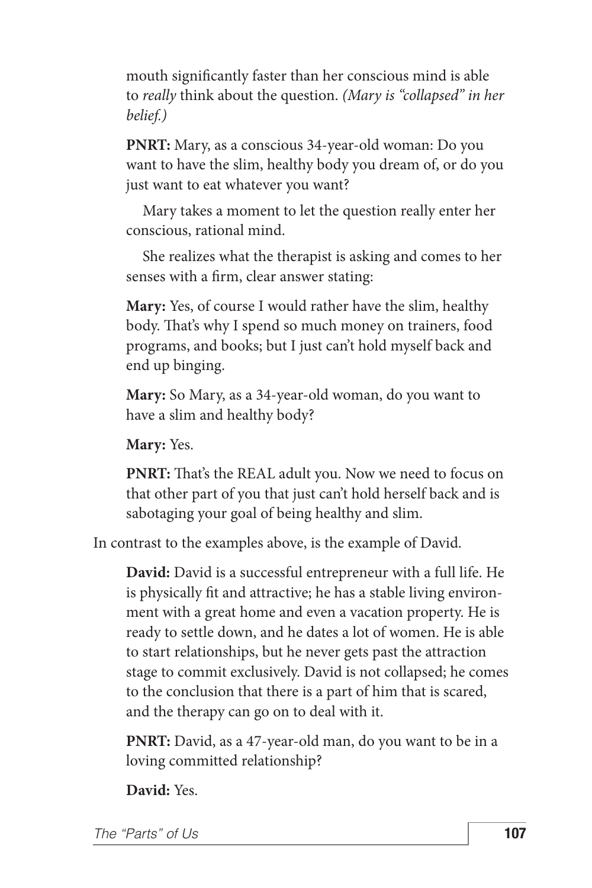mouth significantly faster than her conscious mind is able to *really* think about the question. *(Mary is "collapsed" in her belief.)*

**PNRT:** Mary, as a conscious 34-year-old woman: Do you want to have the slim, healthy body you dream of, or do you just want to eat whatever you want?

Mary takes a moment to let the question really enter her conscious, rational mind.

She realizes what the therapist is asking and comes to her senses with a firm, clear answer stating:

**Mary:** Yes, of course I would rather have the slim, healthy body. That's why I spend so much money on trainers, food programs, and books; but I just can't hold myself back and end up binging.

**Mary:** So Mary, as a 34-year-old woman, do you want to have a slim and healthy body?

**Mary:** Yes.

**PNRT:** That's the REAL adult you. Now we need to focus on that other part of you that just can't hold herself back and is sabotaging your goal of being healthy and slim.

In contrast to the examples above, is the example of David.

**David:** David is a successful entrepreneur with a full life. He is physically fit and attractive; he has a stable living environment with a great home and even a vacation property. He is ready to settle down, and he dates a lot of women. He is able to start relationships, but he never gets past the attraction stage to commit exclusively. David is not collapsed; he comes to the conclusion that there is a part of him that is scared, and the therapy can go on to deal with it.

**PNRT:** David, as a 47-year-old man, do you want to be in a loving committed relationship?

**David:** Yes.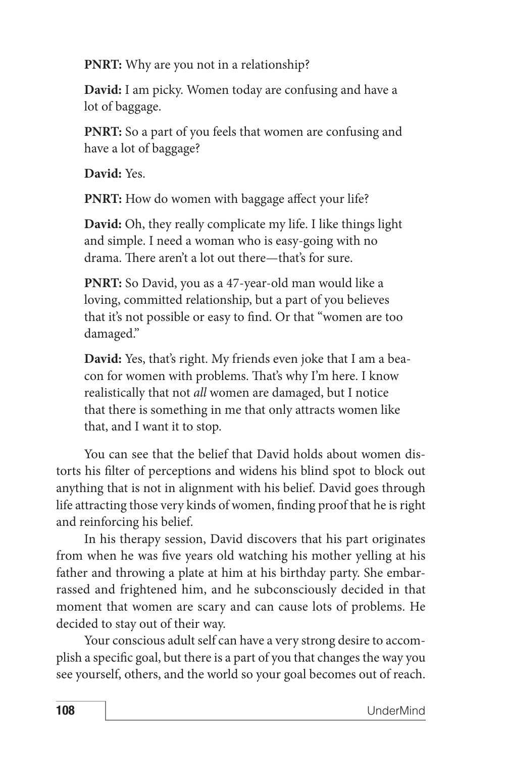**PNRT:** Why are you not in a relationship?

**David:** I am picky. Women today are confusing and have a lot of baggage.

**PNRT:** So a part of you feels that women are confusing and have a lot of baggage?

**David:** Yes.

**PNRT:** How do women with baggage affect your life?

**David:** Oh, they really complicate my life. I like things light and simple. I need a woman who is easy-going with no drama. There aren't a lot out there—that's for sure.

**PNRT:** So David, you as a 47-year-old man would like a loving, committed relationship, but a part of you believes that it's not possible or easy to find. Or that "women are too damaged."

**David:** Yes, that's right. My friends even joke that I am a beacon for women with problems. That's why I'm here. I know realistically that not *all* women are damaged, but I notice that there is something in me that only attracts women like that, and I want it to stop.

You can see that the belief that David holds about women distorts his filter of perceptions and widens his blind spot to block out anything that is not in alignment with his belief. David goes through life attracting those very kinds of women, finding proof that he is right and reinforcing his belief.

In his therapy session, David discovers that his part originates from when he was five years old watching his mother yelling at his father and throwing a plate at him at his birthday party. She embarrassed and frightened him, and he subconsciously decided in that moment that women are scary and can cause lots of problems. He decided to stay out of their way.

Your conscious adult self can have a very strong desire to accomplish a specific goal, but there is a part of you that changes the way you see yourself, others, and the world so your goal becomes out of reach.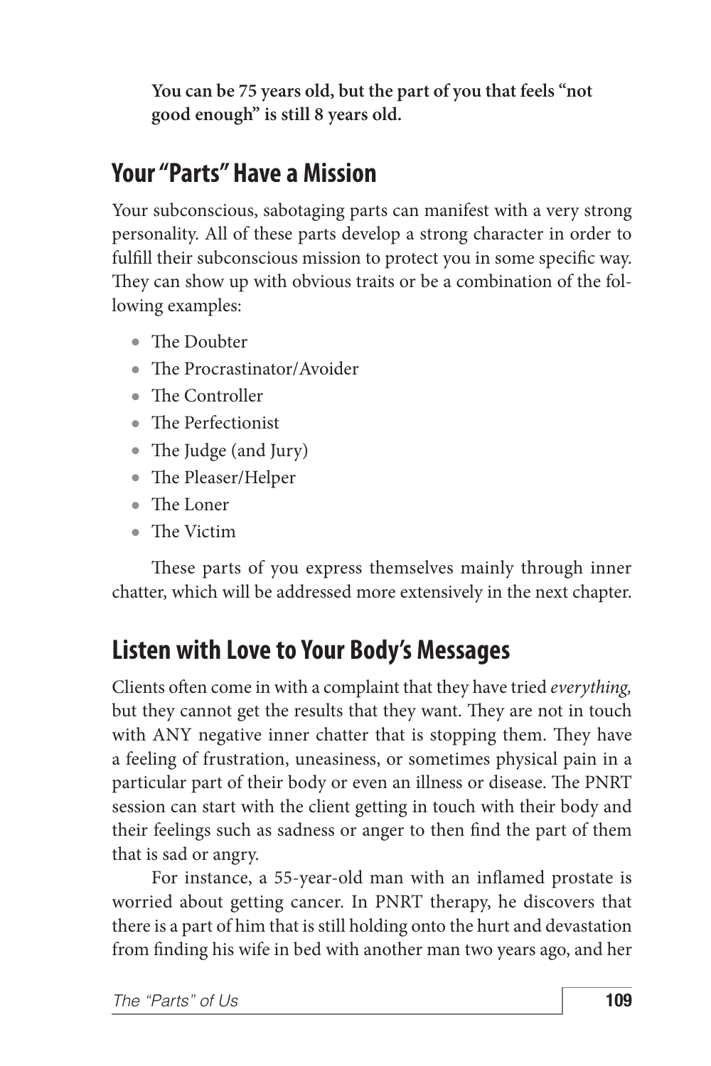**You can be 75 years old, but the part of you that feels "not good enough" is still 8 years old.**

## Your "Parts" Have a Mission

Your subconscious, sabotaging parts can manifest with a very strong personality. All of these parts develop a strong character in order to fulfill their subconscious mission to protect you in some specific way. They can show up with obvious traits or be a combination of the following examples:

- The Doubter
- The Procrastinator/Avoider
- The Controller
- The Perfectionist
- The Judge (and Jury)
- The Pleaser/Helper
- The Loner
- The Victim

These parts of you express themselves mainly through inner chatter, which will be addressed more extensively in the next chapter.

## Listen with Love to Your Body's Messages

Clients often come in with a complaint that they have tried *everything,* but they cannot get the results that they want. They are not in touch with ANY negative inner chatter that is stopping them. They have a feeling of frustration, uneasiness, or sometimes physical pain in a particular part of their body or even an illness or disease. The PNRT session can start with the client getting in touch with their body and their feelings such as sadness or anger to then find the part of them that is sad or angry.

For instance, a 55-year-old man with an inflamed prostate is worried about getting cancer. In PNRT therapy, he discovers that there is a part of him that is still holding onto the hurt and devastation from finding his wife in bed with another man two years ago, and her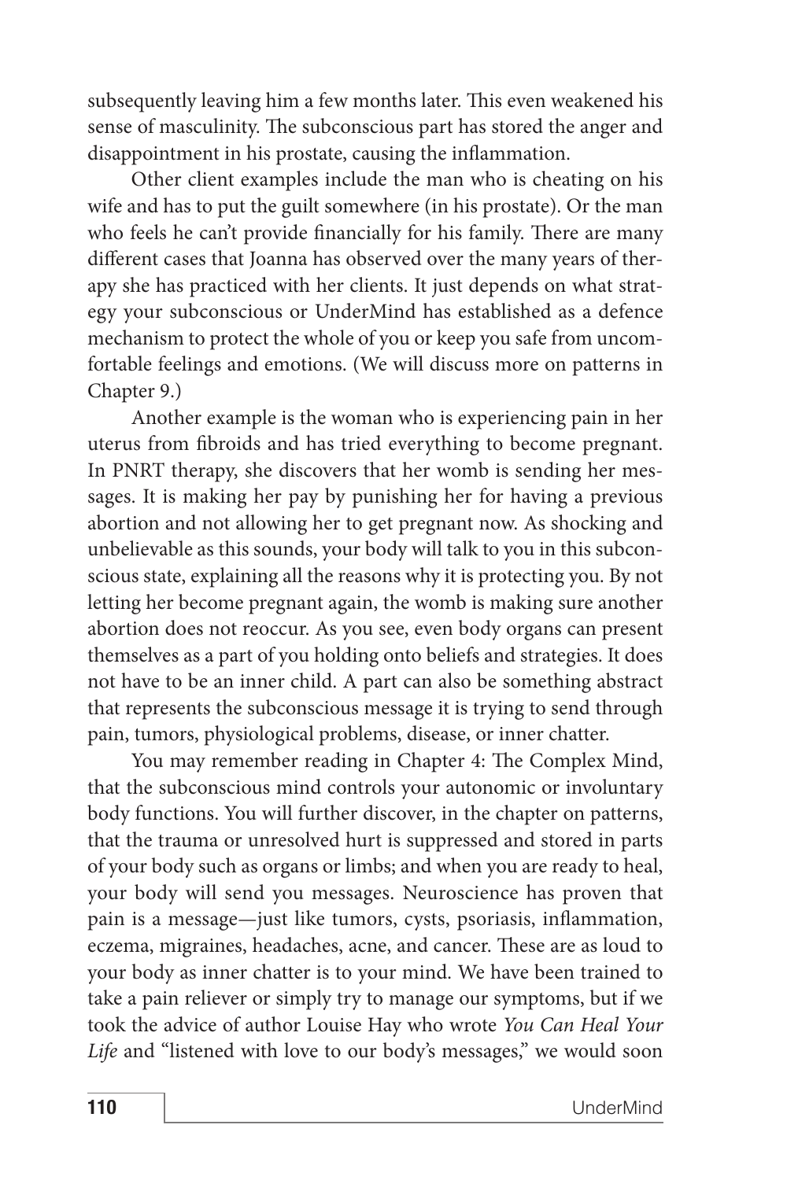subsequently leaving him a few months later. This even weakened his sense of masculinity. The subconscious part has stored the anger and disappointment in his prostate, causing the inflammation.

Other client examples include the man who is cheating on his wife and has to put the guilt somewhere (in his prostate). Or the man who feels he can't provide financially for his family. There are many different cases that Joanna has observed over the many years of therapy she has practiced with her clients. It just depends on what strategy your subconscious or UnderMind has established as a defence mechanism to protect the whole of you or keep you safe from uncomfortable feelings and emotions. (We will discuss more on patterns in Chapter 9.)

Another example is the woman who is experiencing pain in her uterus from fibroids and has tried everything to become pregnant. In PNRT therapy, she discovers that her womb is sending her messages. It is making her pay by punishing her for having a previous abortion and not allowing her to get pregnant now. As shocking and unbelievable as this sounds, your body will talk to you in this subconscious state, explaining all the reasons why it is protecting you. By not letting her become pregnant again, the womb is making sure another abortion does not reoccur. As you see, even body organs can present themselves as a part of you holding onto beliefs and strategies. It does not have to be an inner child. A part can also be something abstract that represents the subconscious message it is trying to send through pain, tumors, physiological problems, disease, or inner chatter.

You may remember reading in Chapter 4: The Complex Mind, that the subconscious mind controls your autonomic or involuntary body functions. You will further discover, in the chapter on patterns, that the trauma or unresolved hurt is suppressed and stored in parts of your body such as organs or limbs; and when you are ready to heal, your body will send you messages. Neuroscience has proven that pain is a message—just like tumors, cysts, psoriasis, inflammation, eczema, migraines, headaches, acne, and cancer. These are as loud to your body as inner chatter is to your mind. We have been trained to take a pain reliever or simply try to manage our symptoms, but if we took the advice of author Louise Hay who wrote *You Can Heal Your Life* and "listened with love to our body's messages," we would soon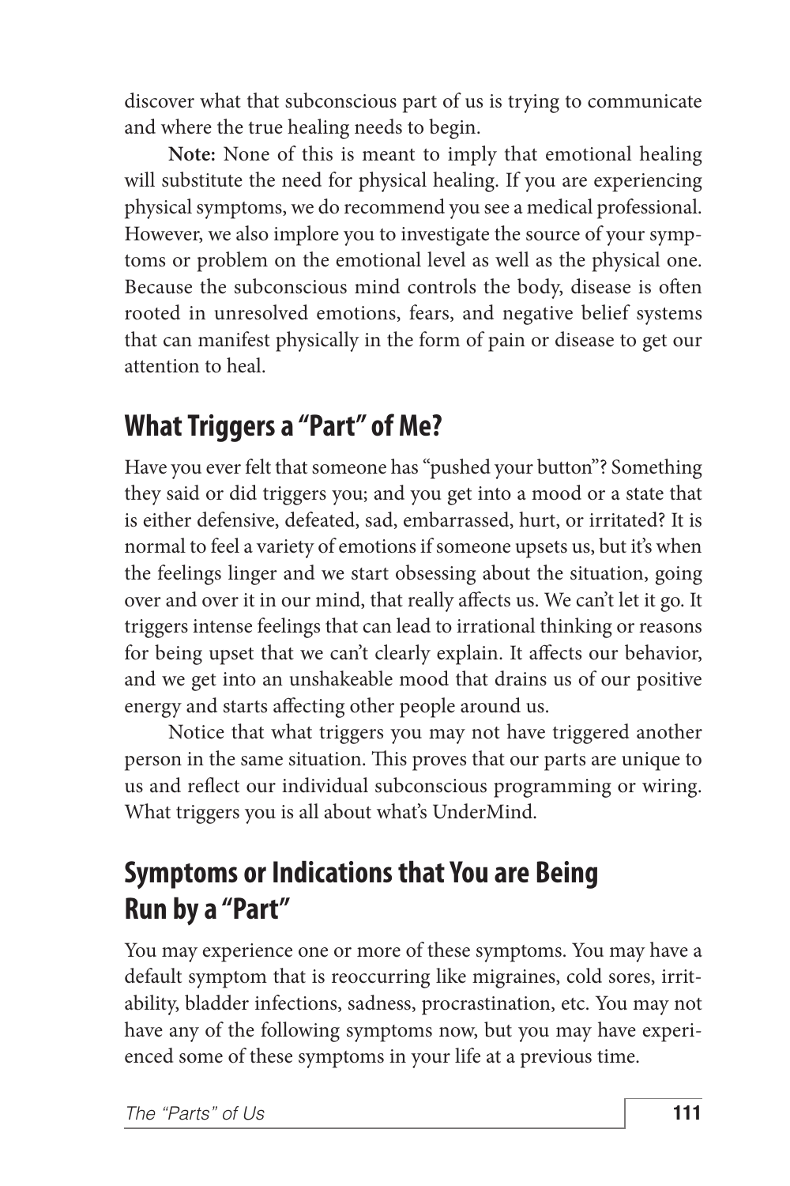discover what that subconscious part of us is trying to communicate and where the true healing needs to begin.

**Note:** None of this is meant to imply that emotional healing will substitute the need for physical healing. If you are experiencing physical symptoms, we do recommend you see a medical professional. However, we also implore you to investigate the source of your symptoms or problem on the emotional level as well as the physical one. Because the subconscious mind controls the body, disease is often rooted in unresolved emotions, fears, and negative belief systems that can manifest physically in the form of pain or disease to get our attention to heal.

## What Triggers a "Part" of Me?

Have you ever felt that someone has "pushed your button"? Something they said or did triggers you; and you get into a mood or a state that is either defensive, defeated, sad, embarrassed, hurt, or irritated? It is normal to feel a variety of emotions if someone upsets us, but it's when the feelings linger and we start obsessing about the situation, going over and over it in our mind, that really affects us. We can't let it go. It triggers intense feelings that can lead to irrational thinking or reasons for being upset that we can't clearly explain. It affects our behavior, and we get into an unshakeable mood that drains us of our positive energy and starts affecting other people around us.

Notice that what triggers you may not have triggered another person in the same situation. This proves that our parts are unique to us and reflect our individual subconscious programming or wiring. What triggers you is all about what's UnderMind.

## Symptoms or Indications that You are Being Run by a "Part"

You may experience one or more of these symptoms. You may have a default symptom that is reoccurring like migraines, cold sores, irritability, bladder infections, sadness, procrastination, etc. You may not have any of the following symptoms now, but you may have experienced some of these symptoms in your life at a previous time.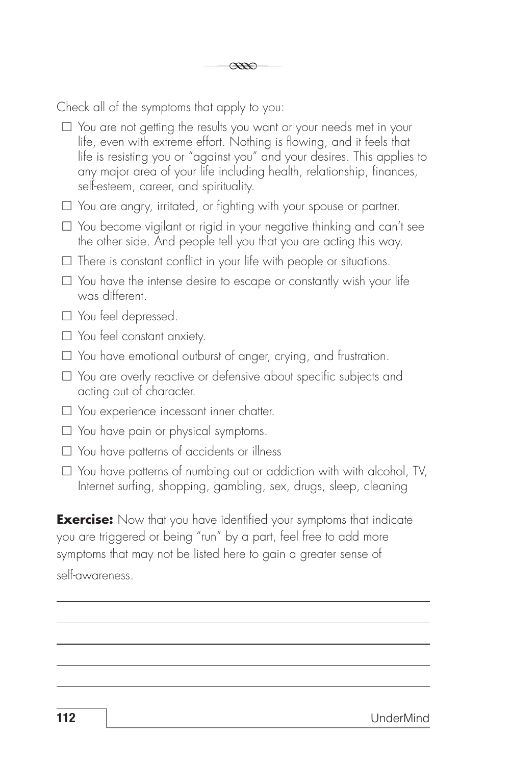Check all of the symptoms that apply to you:

- ☐ You are not getting the results you want or your needs met in your life, even with extreme effort. Nothing is flowing, and it feels that life is resisting you or "against you" and your desires. This applies to any major area of your life including health, relationship, finances, self-esteem, career, and spirituality.
- ☐ You are angry, irritated, or fighting with your spouse or partner.
- ☐ You become vigilant or rigid in your negative thinking and can't see the other side. And people tell you that you are acting this way.
- ☐ There is constant conflict in your life with people or situations.
- ☐ You have the intense desire to escape or constantly wish your life was different.
- ☐ You feel depressed.
- ☐ You feel constant anxiety.
- ☐ You have emotional outburst of anger, crying, and frustration.
- ☐ You are overly reactive or defensive about specific subjects and acting out of character.
- ☐ You experience incessant inner chatter.
- ☐ You have pain or physical symptoms.
- ☐ You have patterns of accidents or illness
- ☐ You have patterns of numbing out or addiction with with alcohol, TV, Internet surfing, shopping, gambling, sex, drugs, sleep, cleaning

**Exercise:** Now that you have identified your symptoms that indicate you are triggered or being "run" by a part, feel free to add more symptoms that may not be listed here to gain a greater sense of self-awareness.

\_\_\_\_\_\_\_\_\_\_\_\_\_\_\_\_\_\_\_\_\_\_\_\_\_\_\_\_\_\_\_\_\_\_\_\_\_\_\_\_\_\_\_\_\_\_\_\_\_\_\_\_\_\_\_\_

\_\_\_\_\_\_\_\_\_\_\_\_\_\_\_\_\_\_\_\_\_\_\_\_\_\_\_\_\_\_\_\_\_\_\_\_\_\_\_\_\_\_\_\_\_\_\_\_\_\_\_\_\_\_\_\_

\_\_\_\_\_\_\_\_\_\_\_\_\_\_\_\_\_\_\_\_\_\_\_\_\_\_\_\_\_\_\_\_\_\_\_\_\_\_\_\_\_\_\_\_\_\_\_\_\_\_\_\_\_\_\_\_

\_\_\_\_\_\_\_\_\_\_\_\_\_\_\_\_\_\_\_\_\_\_\_\_\_\_\_\_\_\_\_\_\_\_\_\_\_\_\_\_\_\_\_\_\_\_\_\_\_\_\_\_\_\_\_\_

\_\_\_\_\_\_\_\_\_\_\_\_\_\_\_\_\_\_\_\_\_\_\_\_\_\_\_\_\_\_\_\_\_\_\_\_\_\_\_\_\_\_\_\_\_\_\_\_\_\_\_\_\_\_\_\_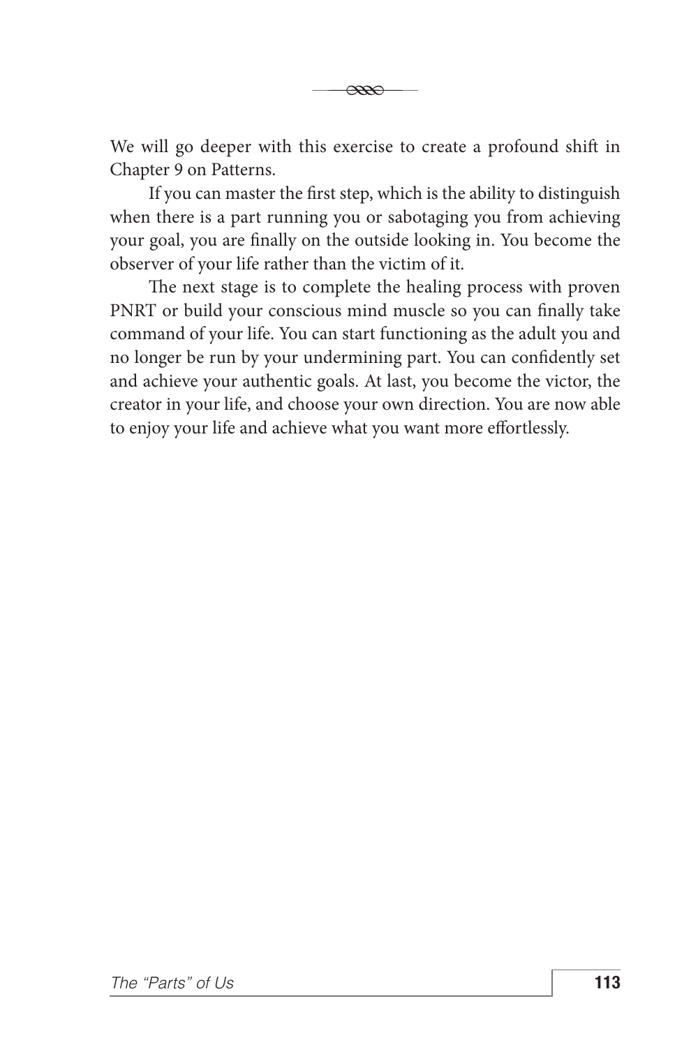We will go deeper with this exercise to create a profound shift in Chapter 9 on Patterns.

If you can master the first step, which is the ability to distinguish when there is a part running you or sabotaging you from achieving your goal, you are finally on the outside looking in. You become the observer of your life rather than the victim of it.

The next stage is to complete the healing process with proven PNRT or build your conscious mind muscle so you can finally take command of your life. You can start functioning as the adult you and no longer be run by your undermining part. You can confidently set and achieve your authentic goals. At last, you become the victor, the creator in your life, and choose your own direction. You are now able to enjoy your life and achieve what you want more effortlessly.